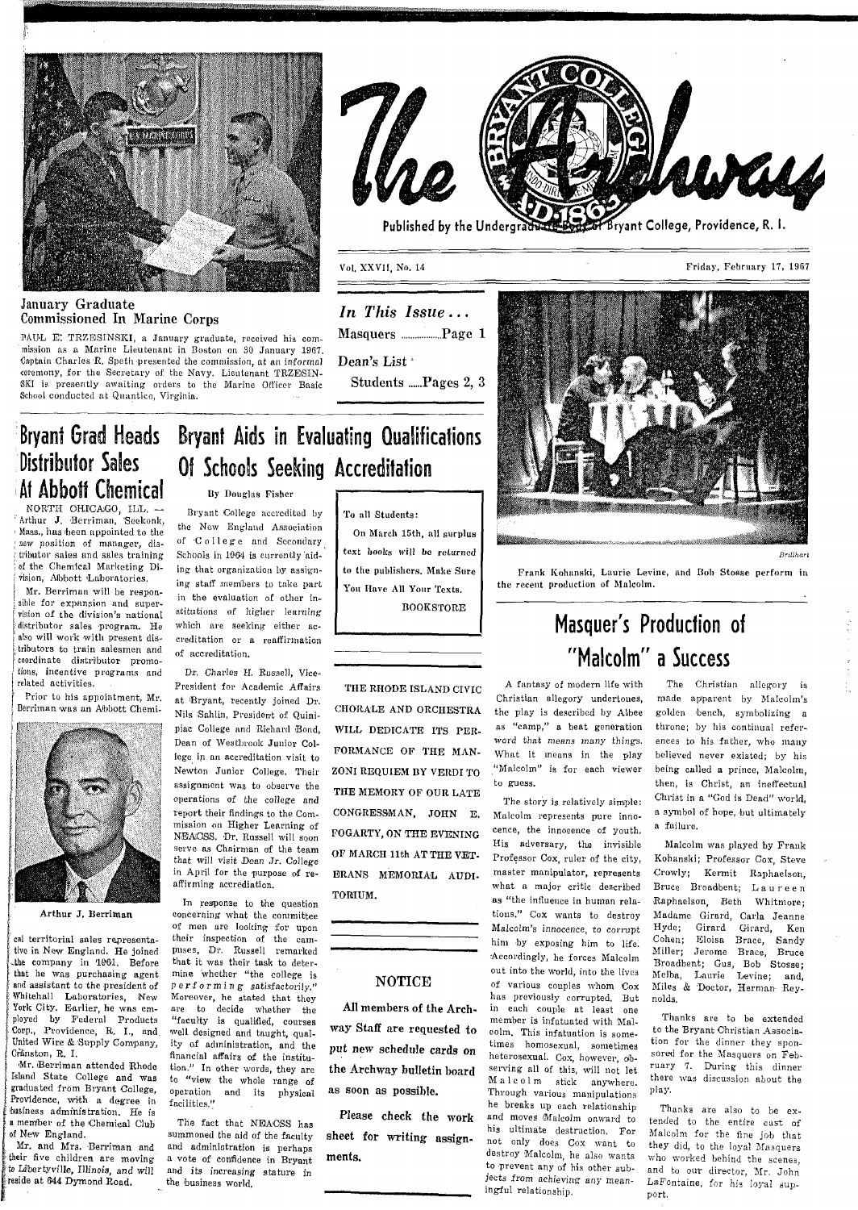# The Archway

Published by the Undergraduate Body of Bryant College, Providence, R. I.

Vol. XXVII, No. 14 — Friday, February 17, 1967

## January Graduate Commissioned In Marine Corps

PAUL E. TRZESINSKI, a January graduate, received his commission as a Marine Lieutenant in Boston on 30 January 1967. Captain Charles R. Speth presented the commission, at an informal ceremony, for the Secretary of the Navy. Lieutenant TRZESINSKI is presently awaiting orders to the Marine Officer Basic School conducted at Quantico, Virginia.

## In This Issue . . .

Masquers ................Page 1

Dean's List Students ......Pages 2, 3

## Bryant Grad Heads Distributor Sales At Abbott Chemical

NORTH CHICAGO, ILL. — Arthur J. Berriman, Seekonk, Mass., has been appointed to the new position of manager, distributor sales and sales training of the Chemical Marketing Division, Abbott Laboratories.

Mr. Berriman will be responsible for expansion and supervision of the division's national distributor sales program. He also will work with present distributors to train salesmen and coordinate distributor promotions, incentive programs and related activities.

Prior to his appointment, Mr. Berriman was an Abbott Chemical territorial sales representative in New England. He joined the company in 1961. Before that he was purchasing agent and assistant to the president of Whitehall Laboratories, New York City. Earlier, he was employed by Federal Products Corp., Providence, R. I., and United Wire & Supply Company, Cranston, R. I.

Arthur J. Berriman

Mr. Berriman attended Rhode Island State College and was graduated from Bryant College, Providence, with a degree in business administration. He is a member of the Chemical Club of New England.

Mr. and Mrs. Berriman and their five children are moving to Libertyville, Illinois, and will reside at 644 Dymond Road.

## Bryant Aids in Evaluating Qualifications Of Schools Seeking Accreditation

By Douglas Fisher

Bryant College accredited by the New England Association of College and Secondary Schools in 1964 is currently aiding that organization by assigning staff members to take part in the evaluation of other institutions of higher learning which are seeking either accreditation or a reaffirmation of accreditation.

Dr. Charles H. Russell, Vice-President for Academic Affairs at Bryant, recently joined Dr. Nils Sahlin, President of Quinipiac College and Richard Bond, Dean of Westbrook Junior College in an accreditation visit to Newton Junior College. Their assignment was to observe the operations of the college and report their findings to the Commission on Higher Learning of NEACSS. Dr. Russell will soon serve as Chairman of the team that will visit Dean Jr. College in April for the purpose of reaffirming accrediation.

In response to the question concerning what the committee of men are looking for upon their inspection of the campuses, Dr. Russell remarked that it was their task to determine whether "the college is *performing satisfactorily*." Moreover, he stated that they are to decide whether the "faculty is qualified, courses well designed and taught, quality of administration, and the financial affairs of the institution." In other words, they are to "view the whole range of operation and its physical facilities."

The fact that NEACSS has summoned the aid of the faculty and administration is perhaps a vote of confidence in Bryant and its increasing stature in the business world.

To all Students:

On March 15th, all surplus text books will be returned to the publishers. Make Sure You Have All Your Texts.

BOOKSTORE

THE RHODE ISLAND CIVIC CHORALE AND ORCHESTRA WILL DEDICATE ITS PERFORMANCE OF THE MANZONI REQUIEM BY VERDI TO THE MEMORY OF OUR LATE CONGRESSMAN, JOHN E. FOGARTY, ON THE EVENING OF MARCH 11th AT THE VETERANS MEMORIAL AUDITORIUM.

### NOTICE

All members of the Archway Staff are requested to put new schedule cards on the Archway bulletin board as soon as possible.

Please check the work sheet for writing assignments.

Brilhart

Frank Kohanski, Laurie Levine, and Bob Stosse perform in the recent production of Malcolm.

## Masquer's Production of "Malcolm" a Success

A fantasy of modern life with Christian allegory undertones, the play is described by Albee as "camp," a beat generation word that means many things. What it means in the play "Malcolm" is for each viewer to guess.

The story is relatively simple: Malcolm represents pure innocence, the innocence of youth. His adversary, the invisible Professor Cox, ruler of the city, master manipulator, represents what a major critic described as "the influence in human relations." Cox wants to destroy Malcolm's innocence, to corrupt him by exposing him to life. Accordingly, he forces Malcolm out into the world, into the lives of various couples whom Cox has previously corrupted. But in each couple at least one member is infatuated with Malcolm. This infatuation is sometimes homosexual, sometimes heterosexual. Cox, however, observing all of this, will not let Malcolm stick anywhere. Through various manipulations he breaks up each relationship and moves Malcolm onward to his ultimate destruction. For not only does Cox want to destroy Malcolm, he also wants to prevent any of his other subjects from achieving any meaningful relationship.

The Christian allegory is made apparent by Malcolm's golden bench, symbolizing a throne; by his continual references to his father, who many believed never existed; by his being called a prince, Malcolm, then, is Christ, an ineffectual Christ in a "God is Dead" world, a symbol of hope, but ultimately a failure.

Malcolm was played by Frank Kohanski; Professor Cox, Steve Crowly; Kermit Raphaelson, Bruce Broadbent; Laureen Raphaelson, Beth Whitmore; Madame Girard, Carla Jeanne Hyde; Girard Girard, Ken Cohen; Eloisa Brace, Sandy Miller; Jerome Brace, Bruce Broadbent; Gus, Bob Stosse; Melba, Laurie Levine; and, Miles & Doctor, Herman Reynolds.

Thanks are to be extended to the Bryant Christian Association for the dinner they sponsored for the Masquers on February 7. During this dinner there was discussion about the play.

Thanks are also to be extended to the entire cast of Malcolm for the fine job that they did, to the loyal Masquers who worked behind the scenes, and to our director, Mr. John LaFontaine, for his loyal support.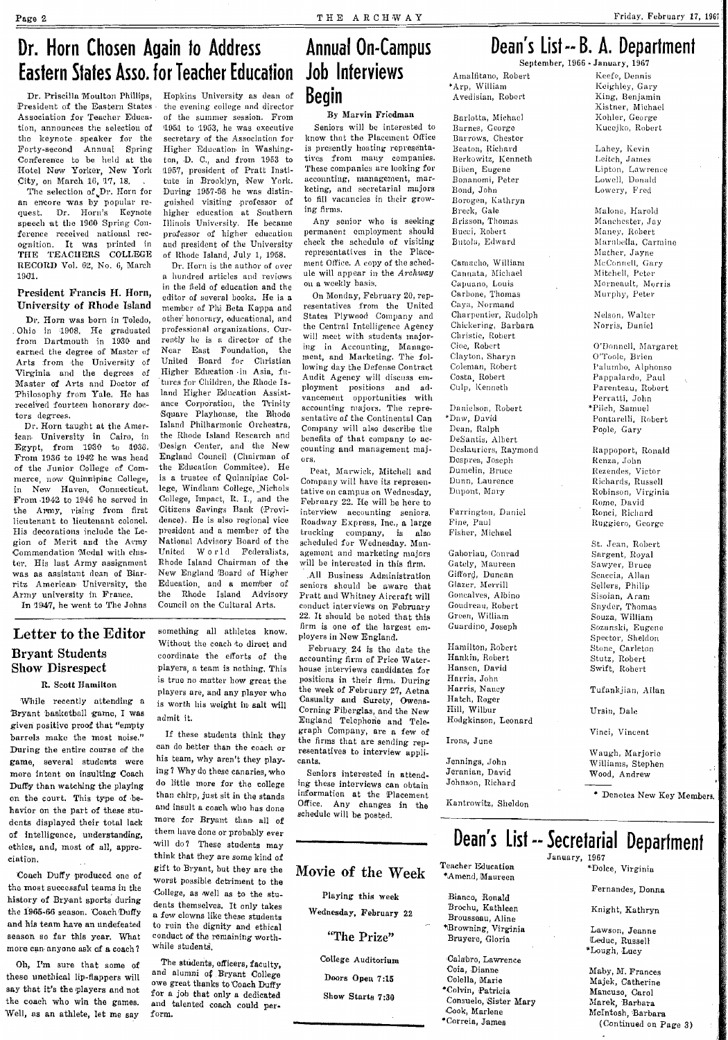# Dr. Horn Chosen Again to Address Eastern States Asso. for Teacher Education

Dr. Priscilla Moulton Phillips, President of the Eastern States Association for Teacher Education, announces the selection of the keynote speaker for the Forty-second Annual Spring Conference to be held at the Hotel New Yorker, New York City, on March 16, 17, 18.

The selection of Dr. Horn for an encore was by popular request. Dr. Horn's Keynote speech at the 1960 Spring Conference received national recognition. It was printed in THE TEACHERS COLLEGE RECORD Vol. 62, No. 6, March 1961.

### President Francis H. Horn, University of Rhode Island

Dr. Horn was born in Toledo, Ohio in 1908. He graduated from Dartmouth in 1930 and earned the degree of Master of Arts from the University of Virginia and the degrees of Master of Arts and Doctor of Philosophy from Yale. He has received fourteen honorary doctors degrees.

Dr. Horn taught at the American University in Cairo, in Egypt, from 1930 to 1936. From 1936 to 1942 he was head of the Junior College of Commerce, now Quinnipiac College, in New Haven, Connecticut. From 1942 to 1946 he served in the Army, rising from first lieutenant to lieutenant colonel. His decorations include the Legion of Merit and the Army Commendation Medal with cluster. His last Army assignment was as assistant dean of Biarritz American University, the Army university in France.

In 1947, he went to The Johns Hopkins University as dean of the evening college and director of the summer session. From 1951 to 1953, he was executive secretary of the Association for Higher Education in Washington, D. C., and from 1953 to 1957, president of Pratt Institute in Brooklyn, New York. During 1957-58 he was distinguished visiting professor of higher education at Southern Illinois University. He became professor of higher education and president of the University of Rhode Island, July 1, 1958.

Dr. Horn is the author of over a hundred articles and reviews in the field of education and the editor of several books. He is a member of Phi Beta Kappa and other honorary, educational, and professional organizations. Currently he is a director of the Near East Foundation, the United Board for Christian Higher Education in Asia, Futures for Children, the Rhode Island Higher Education Assistance Corporation, the Trinity Square Playhouse, the Rhode Island Philharmonic Orchestra, the Rhode Island Research and Design Center, and the New England Council (Chairman of the Education Commitee). He is a trustee of Quinnipiac College, Windham College, Nichols College, Impact, R. I., and the Citizens Savings Bank (Providence). He is also regional vice president and a member of the National Advisory Board of the United World Federalists, Rhode Island Chairman of the New England Board of Higher Education, and a member of the Rhode Island Advisory Council on the Cultural Arts.

## Letter to the Editor

### Bryant Students Show Disrespect

**R. Scott Hamilton**

While recently attending a Bryant basketball game, I was given positive proof that "empty barrels make the most noise." During the entire course of the game, several students were more intent on insulting Coach Duffy than watching the playing on the court. This type of behavior on the part of these students displayed their total lack of intelligence, understanding, ethics, and, most of all, appreciation.

Coach Duffy produced one of the most successful teams in the history of Bryant sports during the 1965-66 season. Coach Duffy and his team have an undefeated season so far this year. What more can anyone ask of a coach?

Oh, I'm sure that some of these unethical lip-flappers will say that it's the players and not the coach who win the games. Well, as an athlete, let me say something all athletes know. Without the coach to direct and coordinate the efforts of the players, a team is nothing. This is true no matter how great the players are, and any player who is worth his weight in salt will admit it.

If these students think they can do better than the coach or his team, why aren't they playing? Why do these canaries, who do little more for the college than chirp, just sit in the stands and insult a coach who has done more for Bryant than all of them have done or probably ever will do? These students may think that they are some kind of gift to Bryant, but they are the worst possible detriment to the College, as well as to the students themselves. It only takes a few clowns like these students to ruin the dignity and ethical conduct of the remaining worthwhile students.

The students, officers, faculty, and alumni of Bryant College owe great thanks to Coach Duffy for a job that only a dedicated and talented coach could perform.

# Annual On-Campus Job Interviews Begin

**By Marvin Friedman**

Seniors will be interested to know that the Placement Office is presently hosting representatives from many companies. These companies are looking for accounting, management, marketing, and secretarial majors to fill vacancies in their growing firms.

Any senior who is seeking permanent employment should check the schedule of visiting representatives in the Placement Office. A copy of the schedule will appear in the *Archway* on a weekly basis.

On Monday, February 20, representatives from the United States Plywood Company and the Central Intelligence Agency will meet with students majoring in Accounting, Management, and Marketing. The following day the Defense Contract Audit Agency will discuss employment positions and advancement opportunities with accounting majors. The representative of the Continental Can Company will also describe the benefits of that company to accounting and management majors.

Peat, Marwick, Mitchell and Company will have its representative on campus on Wednesday, February 22. He will be here to interview accounting seniors. Roadway Express, Inc., a large trucking company, is also scheduled for Wednesday. Management and marketing majors will be interested in this firm.

All Business Administration seniors should be aware that Pratt and Whitney Aircraft will conduct interviews on February 22. It should be noted that this firm is one of the largest employers in New England.

February 24 is the date the accounting firm of Price Waterhouse interviews candidates for positions in their firm. During the week of February 27, Aetna Casualty and Surety, Owens-Corning Fiberglas, and the New England Telephone and Telegraph Company, are a few of the firms that are sending representatives to interview applicants.

Seniors interested in attending these interviews can obtain information at the Placement Office. Any changes in the schedule will be posted.

## Movie of the Week

Playing this week

Wednesday, February 22

**"The Prize"**

College Auditorium

Doors Open 7:15

Show Starts 7:30

# Dean's List -- B. A. Department

September, 1966 - January, 1967

Amalfitano, Robert
*Arp, William
Avedisian, Robert

Barlotta, Michael
Barnes, George
Barrows, Chester
Beaton, Richard
Berkowitz, Kenneth
Biben, Eugene
Bonanomi, Peter
Bond, John
Borogen, Kathryn
Breck, Gale
Brisson, Thomas
Bucci, Robert
Butola, Edward

Camacho, William
Cannata, Michael
Capuano, Louis
Carbone, Thomas
Caya, Normand
Charpentier, Rudolph
Chickering, Barbara
Christie, Robert
Cioe, Robert
Clayton, Sharyn
Coleman, Robert
Costa, Robert
Culp, Kenneth

Danielson, Robert
*Daw, David
Dean, Ralph
DeSantis, Albert
Deslauriers, Raymond
Despres, Joseph
Dumelin, Bruce
Dunn, Laurence
Dupont, Mary

Farrington, Daniel
Fine, Paul
Fisher, Michael

Gaboriau, Conrad
Gately, Maureen
Gifford, Duncan
Glazer, Merrill
Goncalves, Albino
Goudreau, Robert
Green, William
Guardino, Joseph

Hamilton, Robert
Hankin, Robert
Hansen, David
Harris, John
Harris, Nancy
Hatch, Roger
Hill, Wilbur
Hodgkinson, Leonard

Irons, June

Jennings, John
Jeranian, David
Johnson, Richard

Kantrowitz, Sheldon

Keefe, Dennis
Keighley, Gary
King, Benjamin
Kistner, Michael
Kohler, George
Kucejko, Robert

Lahey, Kevin
Leitch, James
Lipton, Lawrence
Lowell, Donald
Lowery, Fred

Malone, Harold
Manchester, Jay
Maney, Robert
Marabella, Carmine
Mather, Jayne
McConnell, Gary
Mitchell, Peter
Morneault, Morris
Murphy, Peter

Nelson, Walter
Norris, Daniel

O'Donnell, Margaret
O'Toole, Brien
Palumbo, Alphonso
Pappalardo, Paul
Parenteau, Robert
Perratti, John
*Pilch, Samuel
Pontarelli, Robert
Poole, Gary

Rappoport, Ronald
Renza, John
Rezendes, Victor
Richards, Russell
Robinson, Virginia
Rome, David
Ronci, Richard
Ruggiero, George

St. Jean, Robert
Sargent, Royal
Sawyer, Bruce
Scaccia, Allan
Sellers, Philip
Sisoian, Aram
Snyder, Thomas
Souza, William
Sozanski, Eugene
Spector, Sheldon
Stone, Carleton
Stutz, Robert
Swift, Robert

Tufankjian, Allan

Ursin, Dale

Vinci, Vincent

Waugh, Marjorie
Williams, Stephen
Wood, Andrew

\* Denotes New Key Members.

# Dean's List -- Secretarial Department

January, 1967

Teacher Education
*Amend, Maureen

Bianco, Ronald
Brochu, Kathleen
Brousseau, Aline
*Browning, Virginia
Bruyere, Gloria

Calabro, Lawrence
Coia, Dianne
Colella, Marie
*Colvin, Patricia
Consuelo, Sister Mary
Cook, Marlene
*Correia, James

*Dolce, Virginia

Fernandes, Donna

Knight, Kathryn

Lawson, Jeanne
Leduc, Russell
*Lough, Lucy

Maby, M. Frances
Majek, Catherine
Mancuso, Carol
Marek, Barbara
McIntosh, Barbara

(Continued on Page 3)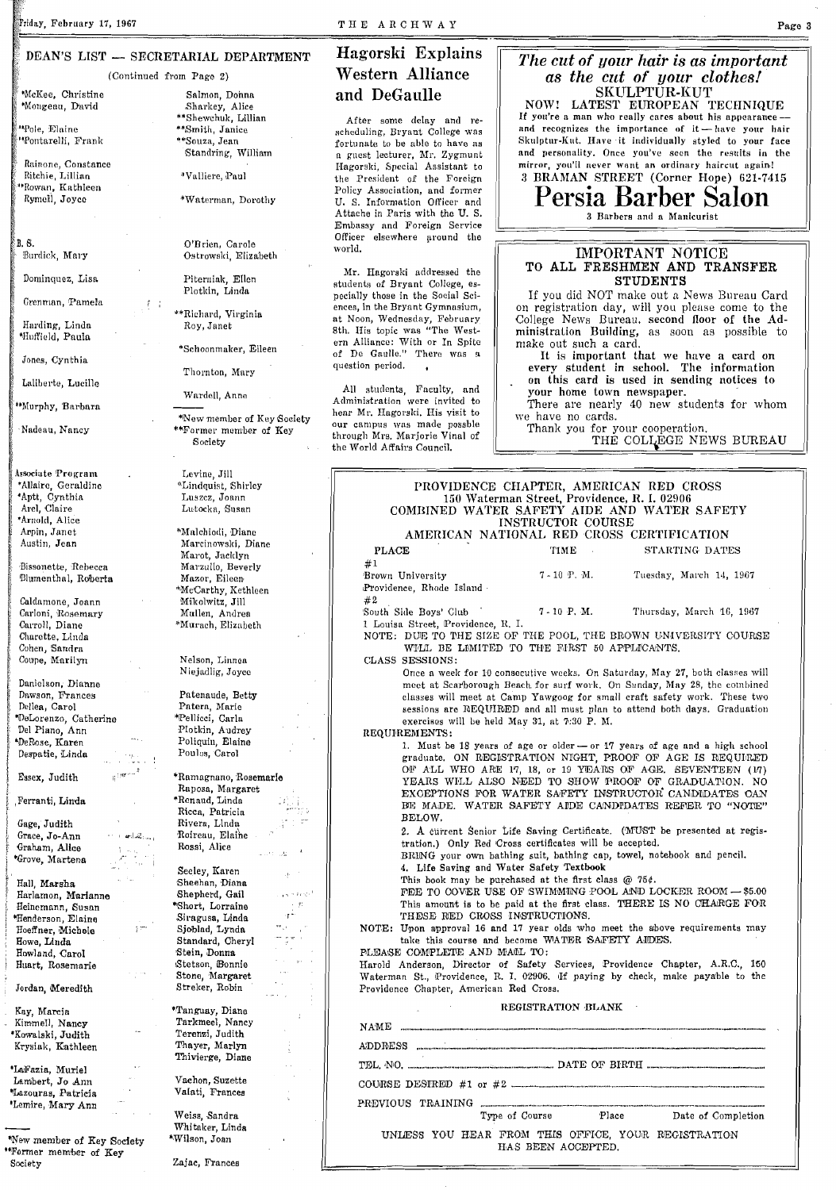## DEAN'S LIST — SECRETARIAL DEPARTMENT

(Continued from Page 2)

*McKee, Christine
*Mongeau, David

**Pole, Elaine
**Pontarelli, Frank

Rainone, Constance
Ritchie, Lillian
**Rowan, Kathleen
Rymell, Joyce

Salmon, Donna
Sharkey, Alice
**Shewchuk, Lillian
**Smith, Janice
**Souza, Jean
Standring, William

*Valliere, Paul

*Waterman, Dorothy

**B. S.**

Burdick, Mary

Dominquez, Lisa

Grenman, Pamela

Harding, Linda
*Huffield, Paula

Jones, Cynthia

Laliberte, Lucille

**Murphy, Barbara

Nadeau, Nancy

O'Brien, Carole
Ostrowski, Elizabeth

Piterniak, Ellen
Plotkin, Linda

**Richard, Virginia
Roy, Janet

*Schoonmaker, Eileen

Thornton, Mary

Wardell, Anne

*New member of Key Society
**Former member of Key Society

**Associate Program**

*Allaire, Geraldine
*Aptt, Cynthia
Arel, Claire
*Arnold, Alice
Arpin, Janet
Austin, Jean

Bissonette, Rebecca
Blumenthal, Roberta

Caldamone, Joann
Carloni, Rosemary
Carroll, Diane
Charette, Linda
Cohen, Sandra
Coupe, Marilyn

Danielson, Dianne
Dawson, Frances
Dellea, Carol
*DeLorenzo, Catherine
Del Piano, Ann
*DeRose, Karen
Despatie, Linda

Essex, Judith

Ferranti, Linda

Gage, Judith
Grace, Jo-Ann
Graham, Alice
*Grove, Martena

Hall, Marsha
Harlamon, Marianne
Heinemann, Susan
*Henderson, Elaine
Hoeffner, Michele
Howe, Linda
Howland, Carol
Huart, Rosemarie

Jordan, Meredith

Kay, Marcia
Kimmell, Nancy
*Kowalski, Judith
Krysiak, Kathleen

*LaFazia, Muriel
Lambert, Jo Ann
*Lazouras, Patricia
*Lemire, Mary Ann

Levine, Jill
*Lindquist, Shirley
Luszcz, Joann
Lutocka, Susan

*Malchiodi, Diane
Marcinowski, Diane
Marot, Jacklyn
Marzullo, Beverly
Mazor, Eileen
*McCarthy, Kethleen
Mikolwitz, Jill
Mullen, Andrea
*Murach, Elizabeth

Nelson, Linnea
Niejadlig, Joyce

Patenaude, Betty
Patera, Marie
*Pellicci, Carla
Plotkin, Audrey
Poliquin, Elaine
Poulos, Carol

*Ramagnano, Rosemarie
Raposa, Margaret
*Renaud, Linda
Ricca, Patricia
Rivera, Linda
Rofreau, Elaine
Rossi, Alice

Seeley, Karen
Sheehan, Diana
Shepherd, Gail
*Short, Lorraine
Siragusa, Linda
Sjoblad, Lynda
Standard, Cheryl
Stein, Donna
Stetson, Bonnie
Stone, Margaret
Streker, Robin

*Tanguay, Diane
Tarkmeel, Nancy
Terenzi, Judith
Thayer, Marlyn
Thivierge, Diane

Vachon, Suzette
Valati, Frances

Weiss, Sandra
Whitaker, Linda
*Wilson, Joan

Zajac, Frances

*New member of Key Society
**Former member of Key Society

## Hagorski Explains Western Alliance and DeGaulle

After some delay and rescheduling, Bryant College was fortunate to be able to have as a guest lecturer, Mr. Zygmunt Hagorski, Special Assistant to the President of the Foreign Policy Association, and former U. S. Information Officer and Attache in Paris with the U. S. Embassy and Foreign Service Officer elsewhere around the world.

Mr. Hagorski addressed the students of Bryant College, especially those in the Social Sciences, in the Bryant Gymnasium, at Noon, Wednesday, February 8th. His topic was "The Western Alliance: With or In Spite of De Gaulle." There was a question period.

All students, Faculty, and Administration were invited to hear Mr. Hagorski. His visit to our campus was made possble through Mrs. Marjorie Vinal of the World Affairs Council.

*The cut of your hair is as important as the cut of your clothes!*

**SKULPTUR-KUT**

**NOW! LATEST EUROPEAN TECHNIQUE**

If you're a man who really cares about his appearance — and recognizes the importance of it — have your hair Skulptur-Kut. Have it individually styled to your face and personality. Once you've seen the results in the mirror, you'll never want an ordinary haircut again!

**3 BRAMAN STREET (Corner Hope) 621-7415**

# Persia Barber Salon

3 Barbers and a Manicurist

## IMPORTANT NOTICE TO ALL FRESHMEN AND TRANSFER STUDENTS

If you did NOT make out a News Bureau Card on registration day, will you please come to the College News Bureau, second floor of the Administration Building, as soon as possible to make out such a card.

It is important that we have a card on every student in school. The information on this card is used in sending notices to your home town newspaper.

There are nearly 40 new students for whom we have no cards.

Thank you for your cooperation.

THE COLLEGE NEWS BUREAU

## PROVIDENCE CHAPTER, AMERICAN RED CROSS

150 Waterman Street, Providence, R. I. 02906

COMBINED WATER SAFETY AIDE AND WATER SAFETY INSTRUCTOR COURSE

AMERICAN NATIONAL RED CROSS CERTIFICATION

| PLACE | TIME | STARTING DATES |
|---|---|---|
| #1 Brown University, Providence, Rhode Island | 7 - 10 P. M. | Tuesday, March 14, 1967 |
| #2 South Side Boys' Club, 1 Louisa Street, Providence, R. I. | 7 - 10 P. M. | Thursday, March 16, 1967 |

NOTE: DUE TO THE SIZE OF THE POOL, THE BROWN UNIVERSITY COURSE WILL BE LIMITED TO THE FIRST 50 APPLICANTS.

CLASS SESSIONS:

Once a week for 10 consecutive weeks. On Saturday, May 27, both classes will meet at Scarborough Beach for surf work. On Sunday, May 28, the combined classes will meet at Camp Yawgoog for small craft safety work. These two sessions are REQUIRED and all must plan to attend both days. Graduation exercises will be held May 31, at 7:30 P. M.

REQUIREMENTS:

1. Must be 18 years of age or older — or 17 years of age and a high school graduate. ON REGISTRATION NIGHT, PROOF OF AGE IS REQUIRED OF ALL WHO ARE 17, 18, or 19 YEARS OF AGE. SEVENTEEN (17) YEARS WILL ALSO NEED TO SHOW PROOF OF GRADUATION. NO EXCEPTIONS FOR WATER SAFETY INSTRUCTOR CANDIDATES CAN BE MADE. WATER SAFETY AIDE CANDIDATES REFER TO "NOTE" BELOW.
2. A current Senior Life Saving Certificate. (MUST be presented at registration.) Only Red Cross certificates will be accepted.

BRING your own bathing suit, bathing cap, towel, notebook and pencil.

4. Life Saving and Water Safety Textbook

This book may be purchased at the first class @ 75¢.

FEE TO COVER USE OF SWIMMING POOL AND LOCKER ROOM — $5.00

This amount is to be paid at the first class. THERE IS NO CHARGE FOR THESE RED CROSS INSTRUCTIONS.

NOTE: Upon approval 16 and 17 year olds who meet the above requirements may take this course and become WATER SAFETY AIDES.

PLEASE COMPLETE AND MAIL TO:

Harold Anderson, Director of Safety Services, Providence Chapter, A.R.C., 150 Waterman St., Providence, R. I. 02906. If paying by check, make payable to the Providence Chapter, American Red Cross.

REGISTRATION BLANK

NAME ..............................

ADDRESS ..............................

TEL. NO. .............................. DATE OF BIRTH ..............................

COURSE DESIRED #1 or #2 ..............................

PREVIOUS TRAINING ..............................
Type of Course    Place    Date of Completion

UNLESS YOU HEAR FROM THIS OFFICE, YOUR REGISTRATION HAS BEEN ACCEPTED.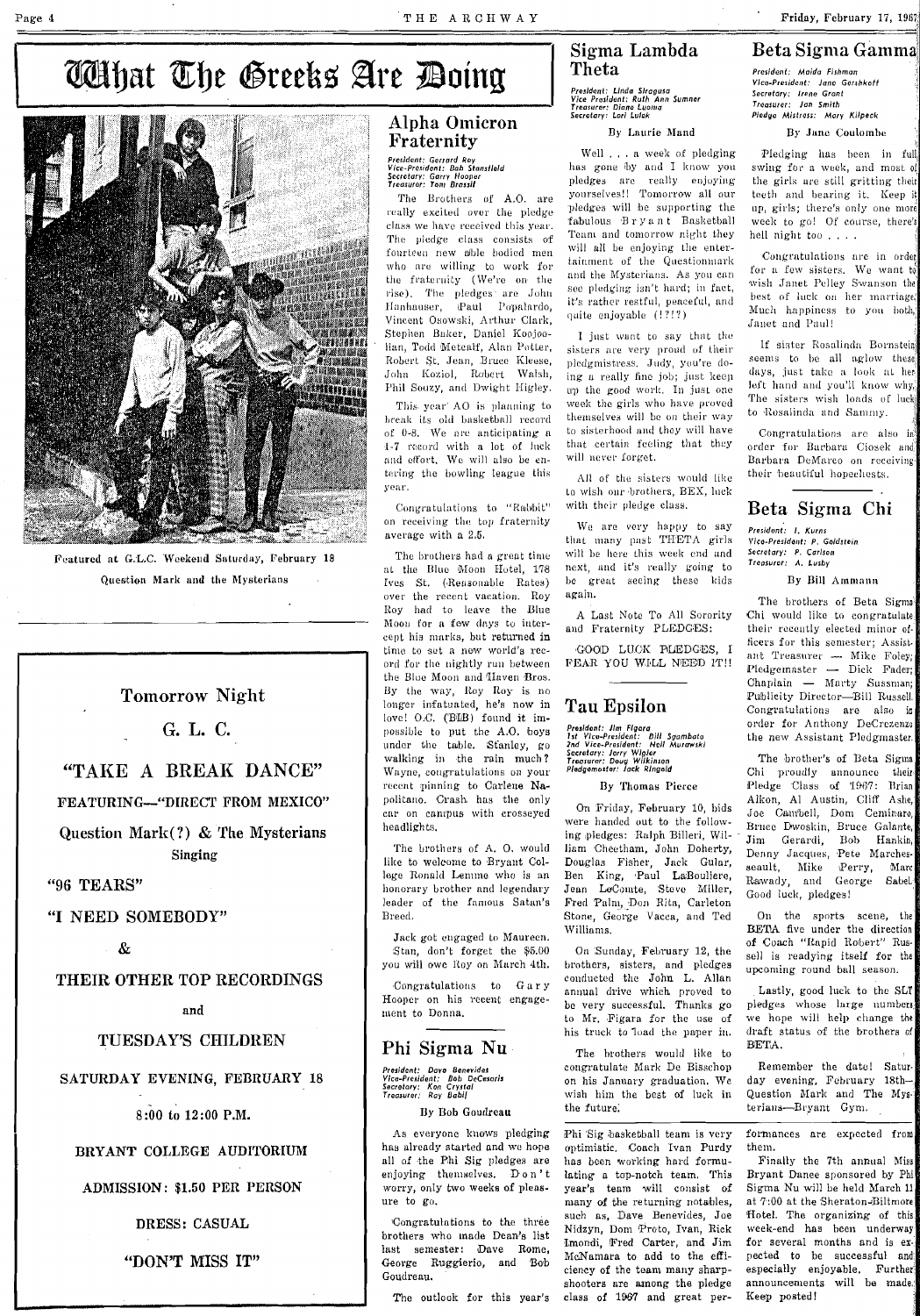# What The Greeks Are Doing

Featured at G.L.C. Weekend Saturday, February 18

Question Mark and the Mysterians

## Alpha Omicron Fraternity

*President: Gerrard Roy*
*Vice-President: Bob Stansfield*
*Secretary: Garry Hooper*
*Treasurer: Tom Brassil*

The Brothers of A.O. are really excited over the pledge class we have received this year. The pledge class consists of fourteen new able bodied men who are willing to work for the fraternity (We're on the rise). The pledges are John Hanhauser, Paul Popalardo, Vincent Osowski, Arthur Clark, Stephen Baker, Daniel Koojoolian, Todd Metcalf, Alan Potter, Robert St. Jean, Bruce Kleese, John Koziol, Robert Walsh, Phil Souzy, and Dwight Higley.

This year AO is planning to break its old basketball record of 0-8. We are anticipating a 1-7 record with a lot of luck and effort. We will also be entering the bowling league this year.

Congratulations to "Rabbit" on receiving the top fraternity average with a 2.5.

The brothers had a great time at the Blue Moon Hotel, 178 Ives St. (Reasonable Rates) over the recent vacation. Roy Roy had to leave the Blue Moon for a few days to intercept his marks, but returned in time to set a new world's record for the nightly run between the Blue Moon and Haven Bros. By the way, Roy Roy is no longer infatuated, he's now in love! O.C. (BLB) found it impossible to put the A.O. boys under the table. Stanley, go walking in the rain much? Wayne, congratulations on your recent pinning to Carlene Napolitano. Crash has the only car on campus with crosseyed headlights.

The brothers of A. O. would like to welcome to Bryant College Ronald Lemme who is an honorary brother and legendary leader of the famous Satan's Breed.

Jack got engaged to Maureen. Stan, don't forget the $5.00 you will owe Roy on March 4th.

Congratulations to Gary Hooper on his recent engagement to Donna.

## Phi Sigma Nu

*President: Dave Benevides*
*Vice-President: Bob DeCesaris*
*Secretary: Ken Crystal*
*Treasurer: Roy Babil*

By Bob Goudreau

As everyone knows pledging has already started and we hope all of the Phi Sig pledges are enjoying themselves. Don't worry, only two weeks of pleasure to go.

Congratulations to the three brothers who made Dean's list last semester: Dave Rome, George Ruggierio, and Bob Goudreau.

The outlook for this year's Phi Sig basketball team is very optimistic. Coach Ivan Purdy has been working hard formulating a top-notch team. This year's team will consist of many of the returning notables, such as, Dave Benevides, Joe Nidzyn, Dom Proto, Ivan, Rick Imondi, Fred Carter, and Jim McNamara to add to the efficiency of the team many sharpshooters are among the pledge class of 1967 and great performances are expected from them.

Finally the 7th annual Miss Bryant Dance sponsored by Phi Sigma Nu will be held March 11 at 7:00 at the Sheraton-Biltmore Hotel. The organizing of this week-end has been underway for several months and is expected to be successful and especially enjoyable. Further announcements will be made. Keep posted!

## Sigma Lambda Theta

*President: Linda Siragusa*
*Vice President: Ruth Ann Sumner*
*Treasurer: Diana Luoma*
*Secretary: Lori Lulak*

By Laurie Mand

Well . . . a week of pledging has gone by and I know you pledges are really enjoying yourselves!! Tomorrow all our pledges will be supporting the fabulous Bryant Basketball Team and tomorrow night they will all be enjoying the entertainment of the Questionmark and the Mysterians. As you can see pledging isn't hard; in fact, it's rather restful, peaceful, and quite enjoyable (!?!?)

I just want to say that the sisters are very proud of their pledgmistress. Judy, you're doing a really fine job; just keep up the good work. In just one week the girls who have proved themselves will be on their way to sisterhood and they will have that certain feeling that they will never forget.

All of the sisters would like to wish our brothers, BEX, luck with their pledge class.

We are very happy to say that many past THETA girls will be here this week end and next, and it's really going to be great seeing these kids again.

A Last Note To All Sorority and Fraternity PLEDGES:

GOOD LUCK PLEDGES, I FEAR YOU WILL NEED IT!!

## Tau Epsilon

*President: Jim Figaro*
*1st Vice-President: Bill Sgambato*
*2nd Vice-President: Neil Murawski*
*Secretary: Jerry Wigler*
*Treasurer: Doug Wilkinson*
*Pledgemaster: Jack Ringold*

By Thomas Pierce

On Friday, February 10, bids were handed out to the following pledges: Ralph Billeri, William Cheetham, John Doherty, Douglas Fisher, Jack Gular, Ben King, Paul LaBouliere, Jean LeComte, Steve Miller, Fred Palm, Don Rita, Carleton Stone, George Vacca, and Ted Williams.

On Sunday, February 12, the brothers, sisters, and pledges conducted the John L. Allan annual drive which proved to be very successful. Thanks go to Mr. Figara for the use of his truck to load the paper in.

The brothers would like to congratulate Mark De Bisschop on his January graduation. We wish him the best of luck in the future.

## Beta Sigma Gamma

*President: Maida Fishman*
*Vice-President: Jane Gershkoff*
*Secretary: Irene Grant*
*Treasurer: Jan Smith*
*Pledge Mistress: Mary Kilpeck*

By Jane Coulombe

Pledging has been in full swing for a week, and most of the girls are still gritting their teeth and bearing it. Keep it up, girls; there's only one more week to go! Of course, there's hell night too . . . .

Congratulations are in order for a few sisters. We want to wish Janet Pelley Swanson the best of luck on her marriage. Much happiness to you both, Janet and Paul!

If sister Rosalinda Bornstein seems to be all aglow these days, just take a look at her left hand and you'll know why. The sisters wish loads of luck to Rosalinda and Sammy.

Congratulations are also in order for Barbara Ciosek and Barbara DeMarco on receiving their beautiful hopechests.

## Beta Sigma Chi

*President: I. Kurns*
*Vice-President: P. Goldstein*
*Secretary: P. Carlson*
*Treasurer: A. Lusby*

By Bill Ammann

The brothers of Beta Sigma Chi would like to congratulate their recently elected minor officers for this semester; Assistant Treasurer — Mike Foley; Pledgemaster — Dick Fader; Chaplain — Marty Sussman; Publicity Director—Bill Russell. Congratulations are also in order for Anthony DeCrezenzo the new Assistant Pledgmaster.

The brother's of Beta Sigma Chi proudly announce their Pledge Class of 1967: Brian Alkon, Al Austin, Cliff Ashe, Joe Cambell, Dom Ceminaro, Bruce Dwoskin, Bruce Galante, Jim Gerardi, Bob Hankin, Denny Jacques, Pete Marchesseault, Mike Perry, Marc Rawady, and George Sabel. Good luck, pledges!

On the sports scene, the BETA five under the direction of Coach "Rapid Robert" Russell is readying itself for the upcoming round ball season.

Lastly, good luck to the SLT pledges whose large numbers we hope will help change the draft status of the brothers of BETA.

Remember the date! Saturday evening, February 18th—Question Mark and The Mysterians—Bryant Gym.

---

**Tomorrow Night**

**G. L. C.**

**"TAKE A BREAK DANCE"**

**FEATURING—"DIRECT FROM MEXICO"**

**Question Mark(?) & The Mysterians**

**Singing**

**"96 TEARS"**

**"I NEED SOMEBODY"**

**&**

**THEIR OTHER TOP RECORDINGS**

**and**

**TUESDAY'S CHILDREN**

**SATURDAY EVENING, FEBRUARY 18**

**8:00 to 12:00 P.M.**

**BRYANT COLLEGE AUDITORIUM**

**ADMISSION: $1.50 PER PERSON**

**DRESS: CASUAL**

**"DON'T MISS IT"**